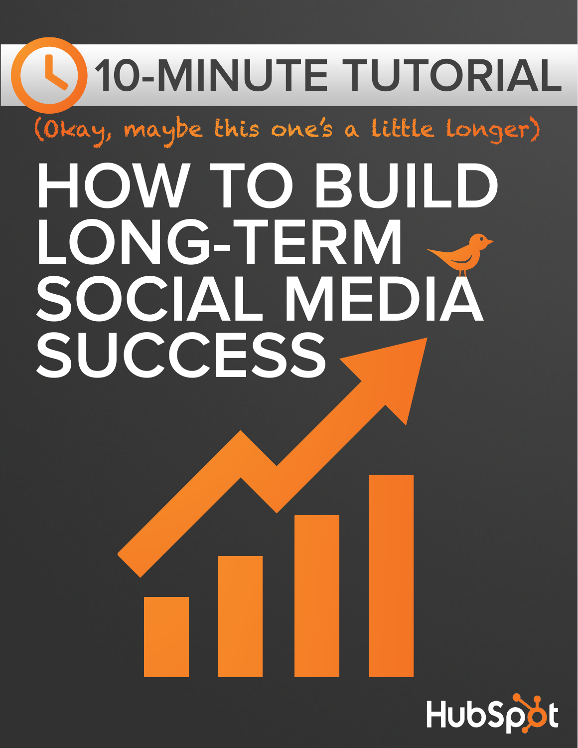10-MINUTE TUTORIAL

(Okay, maybe this one's a little longer)

# HOW TO BUILD LONG-TERM SOCIAL MEDIA SUCCESS

HubSpot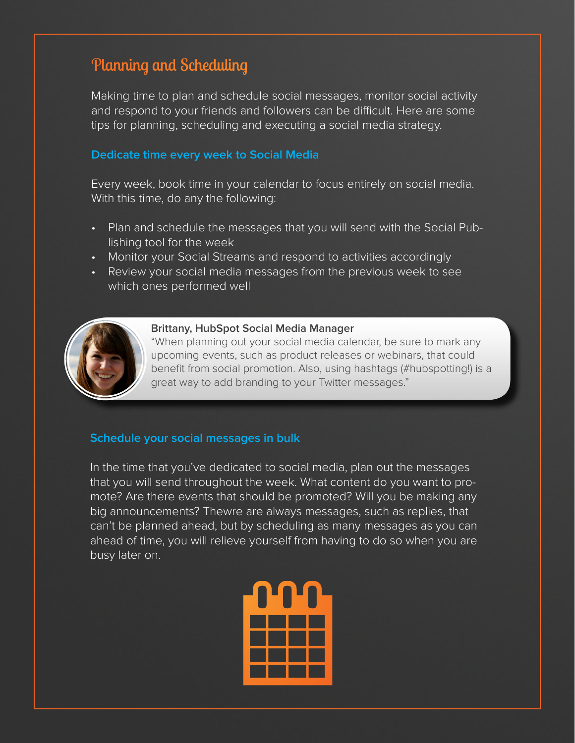## Planning and Scheduling

Making time to plan and schedule social messages, monitor social activity and respond to your friends and followers can be difficult. Here are some tips for planning, scheduling and executing a social media strategy.

### Dedicate time every week to Social Media

Every week, book time in your calendar to focus entirely on social media. With this time, do any the following:

- Plan and schedule the messages that you will send with the Social Publishing tool for the week
- Monitor your Social Streams and respond to activities accordingly
- Review your social media messages from the previous week to see which ones performed well

**Brittany, HubSpot Social Media Manager**
"When planning out your social media calendar, be sure to mark any upcoming events, such as product releases or webinars, that could benefit from social promotion. Also, using hashtags (#hubspotting!) is a great way to add branding to your Twitter messages."

### Schedule your social messages in bulk

In the time that you've dedicated to social media, plan out the messages that you will send throughout the week. What content do you want to promote? Are there events that should be promoted? Will you be making any big announcements? Thewre are always messages, such as replies, that can't be planned ahead, but by scheduling as many messages as you can ahead of time, you will relieve yourself from having to do so when you are busy later on.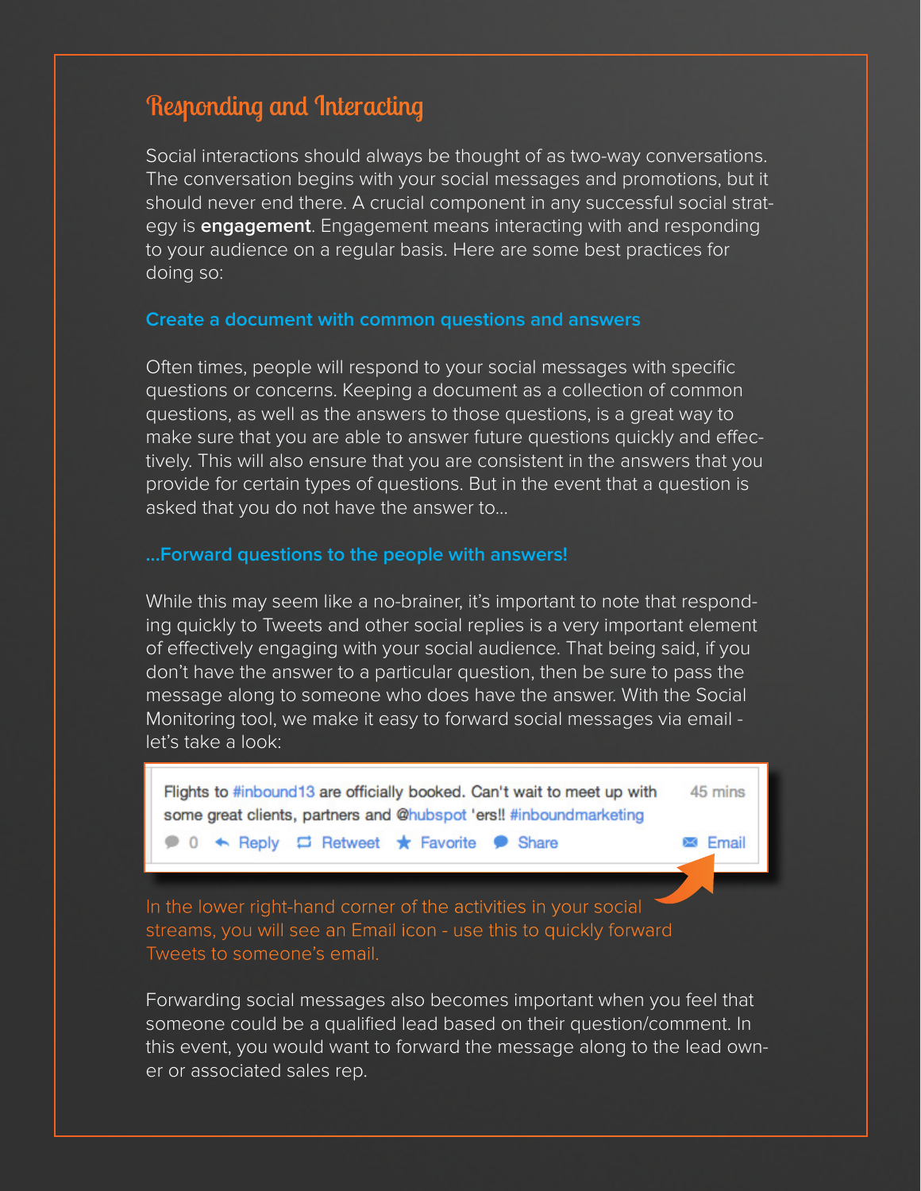# Responding and Interacting

Social interactions should always be thought of as two-way conversations. The conversation begins with your social messages and promotions, but it should never end there. A crucial component in any successful social strategy is **engagement**. Engagement means interacting with and responding to your audience on a regular basis. Here are some best practices for doing so:

### Create a document with common questions and answers

Often times, people will respond to your social messages with specific questions or concerns. Keeping a document as a collection of common questions, as well as the answers to those questions, is a great way to make sure that you are able to answer future questions quickly and effectively. This will also ensure that you are consistent in the answers that you provide for certain types of questions. But in the event that a question is asked that you do not have the answer to...

### ...Forward questions to the people with answers!

While this may seem like a no-brainer, it's important to note that responding quickly to Tweets and other social replies is a very important element of effectively engaging with your social audience. That being said, if you don't have the answer to a particular question, then be sure to pass the message along to someone who does have the answer. With the Social Monitoring tool, we make it easy to forward social messages via email - let's take a look:

Flights to #inbound13 are officially booked. Can't wait to meet up with some great clients, partners and @hubspot 'ers!! #inboundmarketing — 45 mins

0 Reply Retweet Favorite Share Email

In the lower right-hand corner of the activities in your social streams, you will see an Email icon - use this to quickly forward Tweets to someone's email.

Forwarding social messages also becomes important when you feel that someone could be a qualified lead based on their question/comment. In this event, you would want to forward the message along to the lead owner or associated sales rep.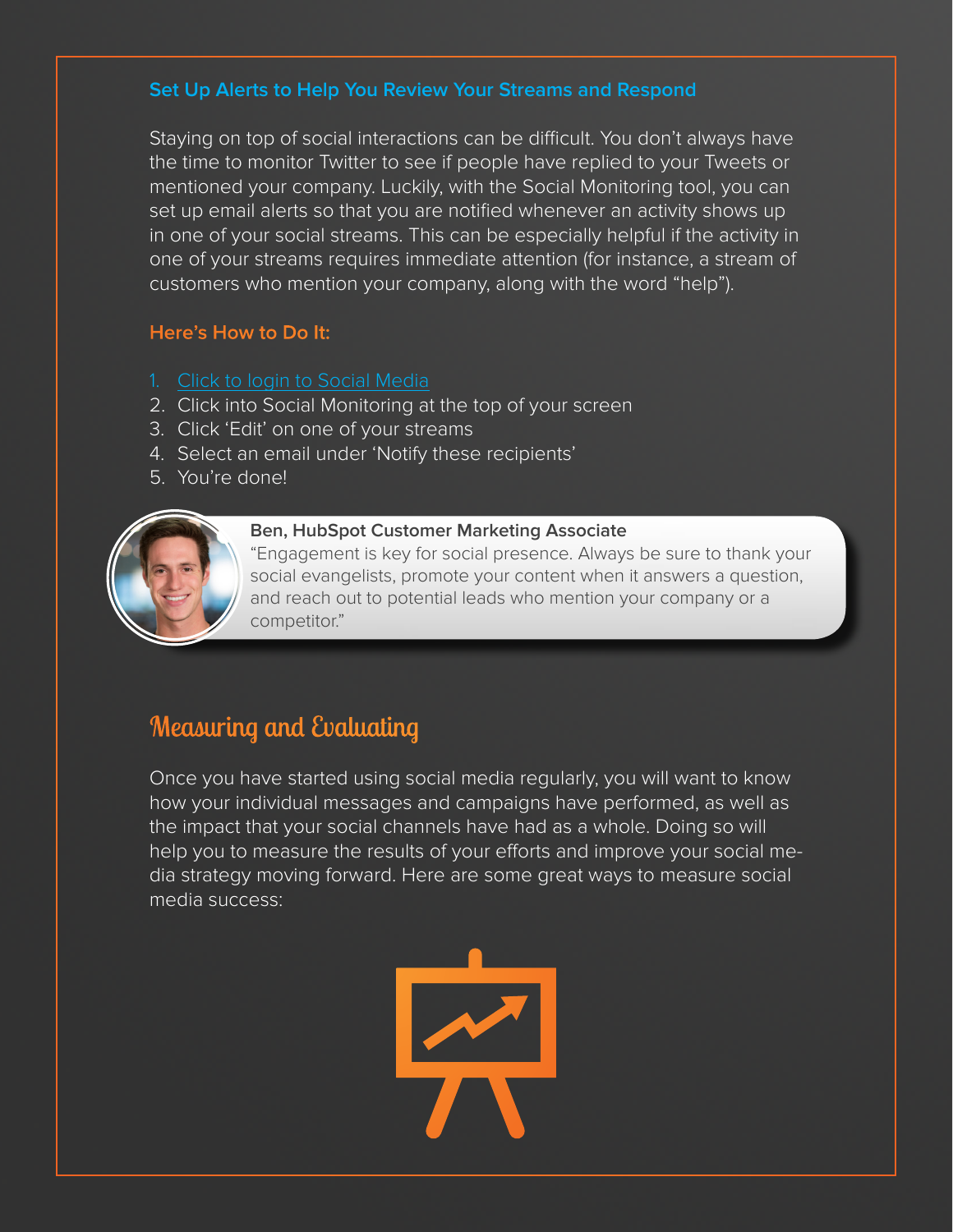### Set Up Alerts to Help You Review Your Streams and Respond

Staying on top of social interactions can be difficult. You don't always have the time to monitor Twitter to see if people have replied to your Tweets or mentioned your company. Luckily, with the Social Monitoring tool, you can set up email alerts so that you are notified whenever an activity shows up in one of your social streams. This can be especially helpful if the activity in one of your streams requires immediate attention (for instance, a stream of customers who mention your company, along with the word "help").

#### Here's How to Do It:

1. Click to login to Social Media
2. Click into Social Monitoring at the top of your screen
3. Click 'Edit' on one of your streams
4. Select an email under 'Notify these recipients'
5. You're done!

**Ben, HubSpot Customer Marketing Associate**
"Engagement is key for social presence. Always be sure to thank your social evangelists, promote your content when it answers a question, and reach out to potential leads who mention your company or a competitor."

## Measuring and Evaluating

Once you have started using social media regularly, you will want to know how your individual messages and campaigns have performed, as well as the impact that your social channels have had as a whole. Doing so will help you to measure the results of your efforts and improve your social media strategy moving forward. Here are some great ways to measure social media success: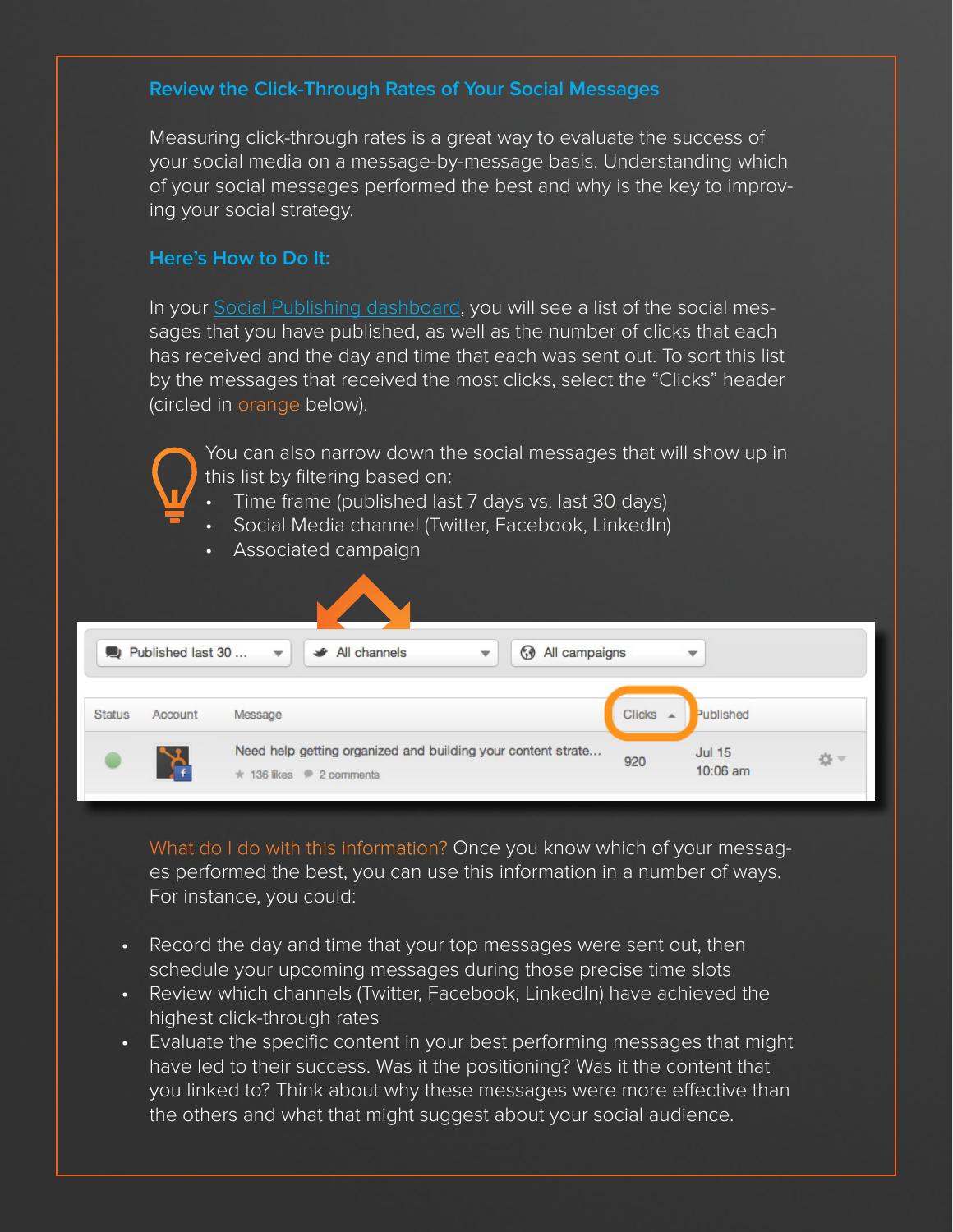## Review the Click-Through Rates of Your Social Messages

Measuring click-through rates is a great way to evaluate the success of your social media on a message-by-message basis. Understanding which of your social messages performed the best and why is the key to improving your social strategy.

### Here's How to Do It:

In your Social Publishing dashboard, you will see a list of the social messages that you have published, as well as the number of clicks that each has received and the day and time that each was sent out. To sort this list by the messages that received the most clicks, select the "Clicks" header (circled in orange below).

You can also narrow down the social messages that will show up in this list by filtering based on:

- Time frame (published last 7 days vs. last 30 days)
- Social Media channel (Twitter, Facebook, LinkedIn)
- Associated campaign

| Status | Account | Message | Clicks | Published |
| --- | --- | --- | --- | --- |
| | | Need help getting organized and building your content strate... 136 likes 2 comments | 920 | Jul 15 10:06 am |

What do I do with this information? Once you know which of your messages performed the best, you can use this information in a number of ways. For instance, you could:

- Record the day and time that your top messages were sent out, then schedule your upcoming messages during those precise time slots
- Review which channels (Twitter, Facebook, LinkedIn) have achieved the highest click-through rates
- Evaluate the specific content in your best performing messages that might have led to their success. Was it the positioning? Was it the content that you linked to? Think about why these messages were more effective than the others and what that might suggest about your social audience.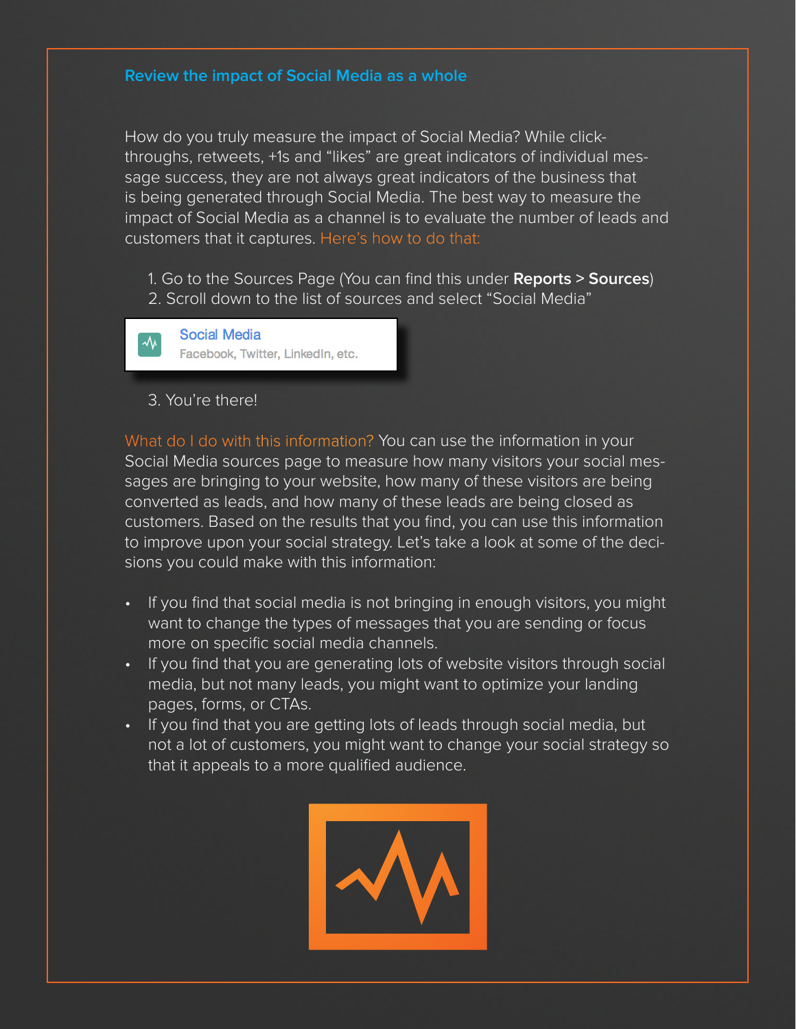## Review the impact of Social Media as a whole

How do you truly measure the impact of Social Media? While click-throughs, retweets, +1s and "likes" are great indicators of individual message success, they are not always great indicators of the business that is being generated through Social Media. The best way to measure the impact of Social Media as a channel is to evaluate the number of leads and customers that it captures. Here's how to do that:

1. Go to the Sources Page (You can find this under **Reports** > **Sources**)
2. Scroll down to the list of sources and select "Social Media"

Social Media
Facebook, Twitter, LinkedIn, etc.

3. You're there!

What do I do with this information? You can use the information in your Social Media sources page to measure how many visitors your social messages are bringing to your website, how many of these visitors are being converted as leads, and how many of these leads are being closed as customers. Based on the results that you find, you can use this information to improve upon your social strategy. Let's take a look at some of the decisions you could make with this information:

- If you find that social media is not bringing in enough visitors, you might want to change the types of messages that you are sending or focus more on specific social media channels.
- If you find that you are generating lots of website visitors through social media, but not many leads, you might want to optimize your landing pages, forms, or CTAs.
- If you find that you are getting lots of leads through social media, but not a lot of customers, you might want to change your social strategy so that it appeals to a more qualified audience.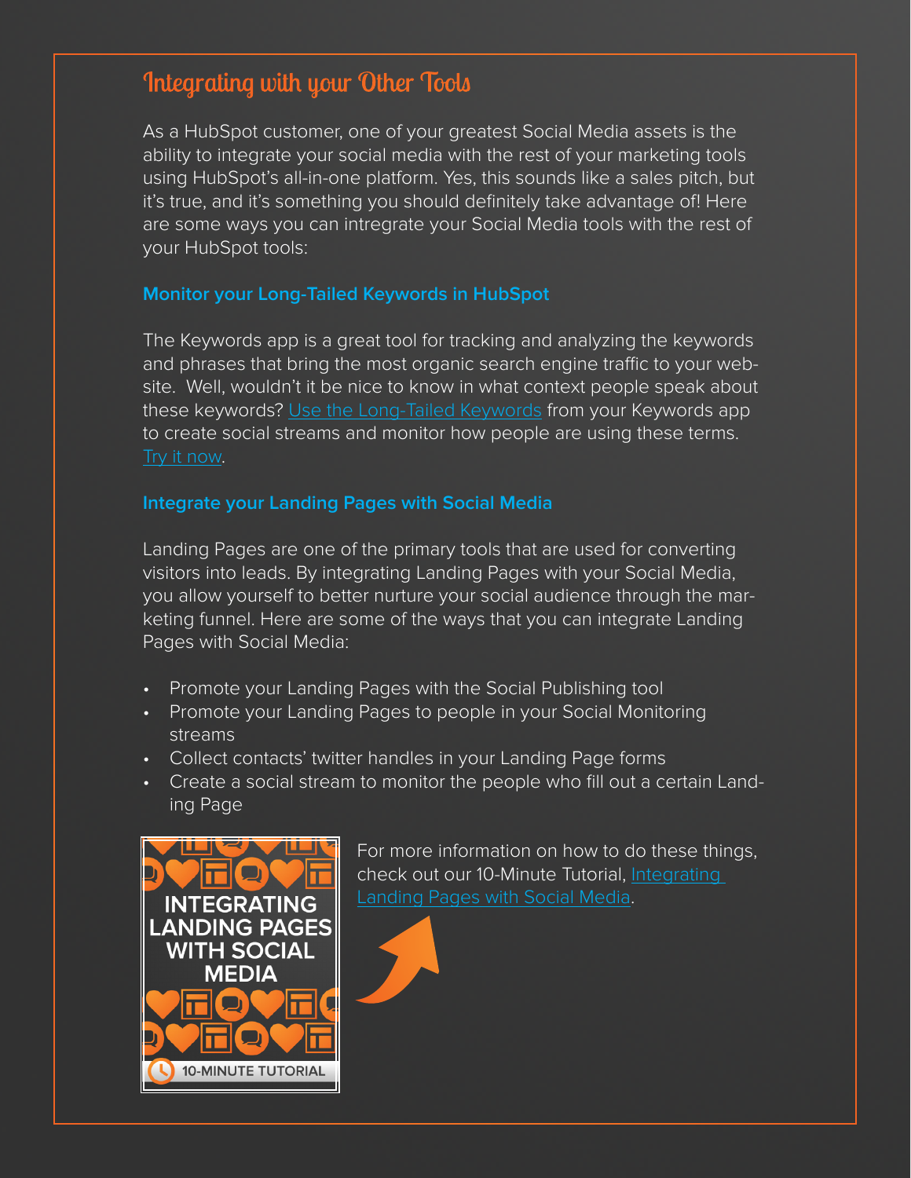## Integrating with your Other Tools

As a HubSpot customer, one of your greatest Social Media assets is the ability to integrate your social media with the rest of your marketing tools using HubSpot's all-in-one platform. Yes, this sounds like a sales pitch, but it's true, and it's something you should definitely take advantage of! Here are some ways you can intregrate your Social Media tools with the rest of your HubSpot tools:

### Monitor your Long-Tailed Keywords in HubSpot

The Keywords app is a great tool for tracking and analyzing the keywords and phrases that bring the most organic search engine traffic to your website. Well, wouldn't it be nice to know in what context people speak about these keywords? Use the Long-Tailed Keywords from your Keywords app to create social streams and monitor how people are using these terms. Try it now.

### Integrate your Landing Pages with Social Media

Landing Pages are one of the primary tools that are used for converting visitors into leads. By integrating Landing Pages with your Social Media, you allow yourself to better nurture your social audience through the marketing funnel. Here are some of the ways that you can integrate Landing Pages with Social Media:

- Promote your Landing Pages with the Social Publishing tool
- Promote your Landing Pages to people in your Social Monitoring streams
- Collect contacts' twitter handles in your Landing Page forms
- Create a social stream to monitor the people who fill out a certain Landing Page

INTEGRATING LANDING PAGES WITH SOCIAL MEDIA

10-MINUTE TUTORIAL

For more information on how to do these things, check out our 10-Minute Tutorial, Integrating Landing Pages with Social Media.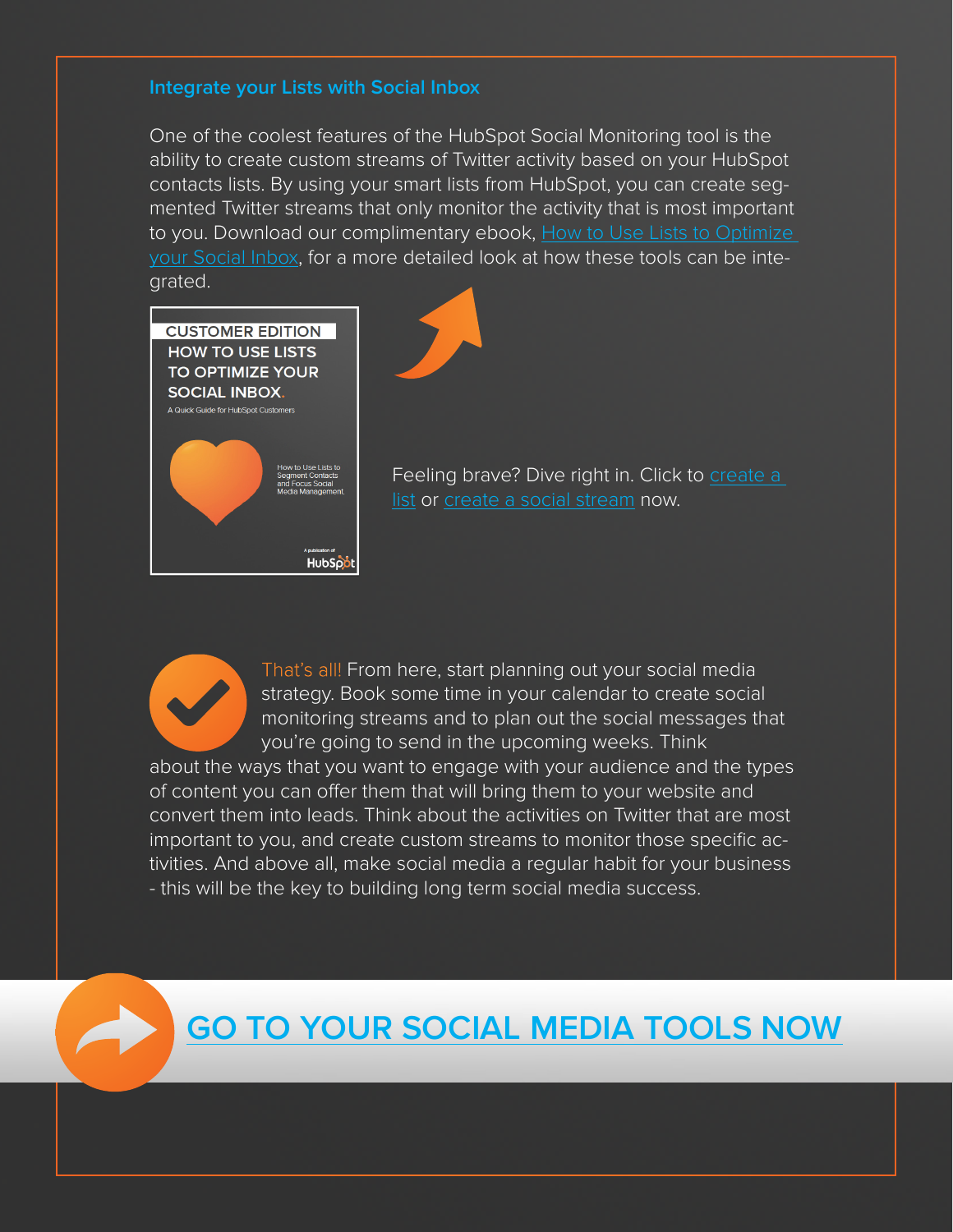## Integrate your Lists with Social Inbox

One of the coolest features of the HubSpot Social Monitoring tool is the ability to create custom streams of Twitter activity based on your HubSpot contacts lists. By using your smart lists from HubSpot, you can create segmented Twitter streams that only monitor the activity that is most important to you. Download our complimentary ebook, How to Use Lists to Optimize your Social Inbox, for a more detailed look at how these tools can be integrated.

CUSTOMER EDITION
HOW TO USE LISTS TO OPTIMIZE YOUR SOCIAL INBOX.
A Quick Guide for HubSpot Customers

How to Use Lists to Segment Contacts and Focus Social Media Management.

A publication of HubSpot

Feeling brave? Dive right in. Click to create a list or create a social stream now.

That's all! From here, start planning out your social media strategy. Book some time in your calendar to create social monitoring streams and to plan out the social messages that you're going to send in the upcoming weeks. Think about the ways that you want to engage with your audience and the types of content you can offer them that will bring them to your website and convert them into leads. Think about the activities on Twitter that are most important to you, and create custom streams to monitor those specific activities. And above all, make social media a regular habit for your business - this will be the key to building long term social media success.

**GO TO YOUR SOCIAL MEDIA TOOLS NOW**